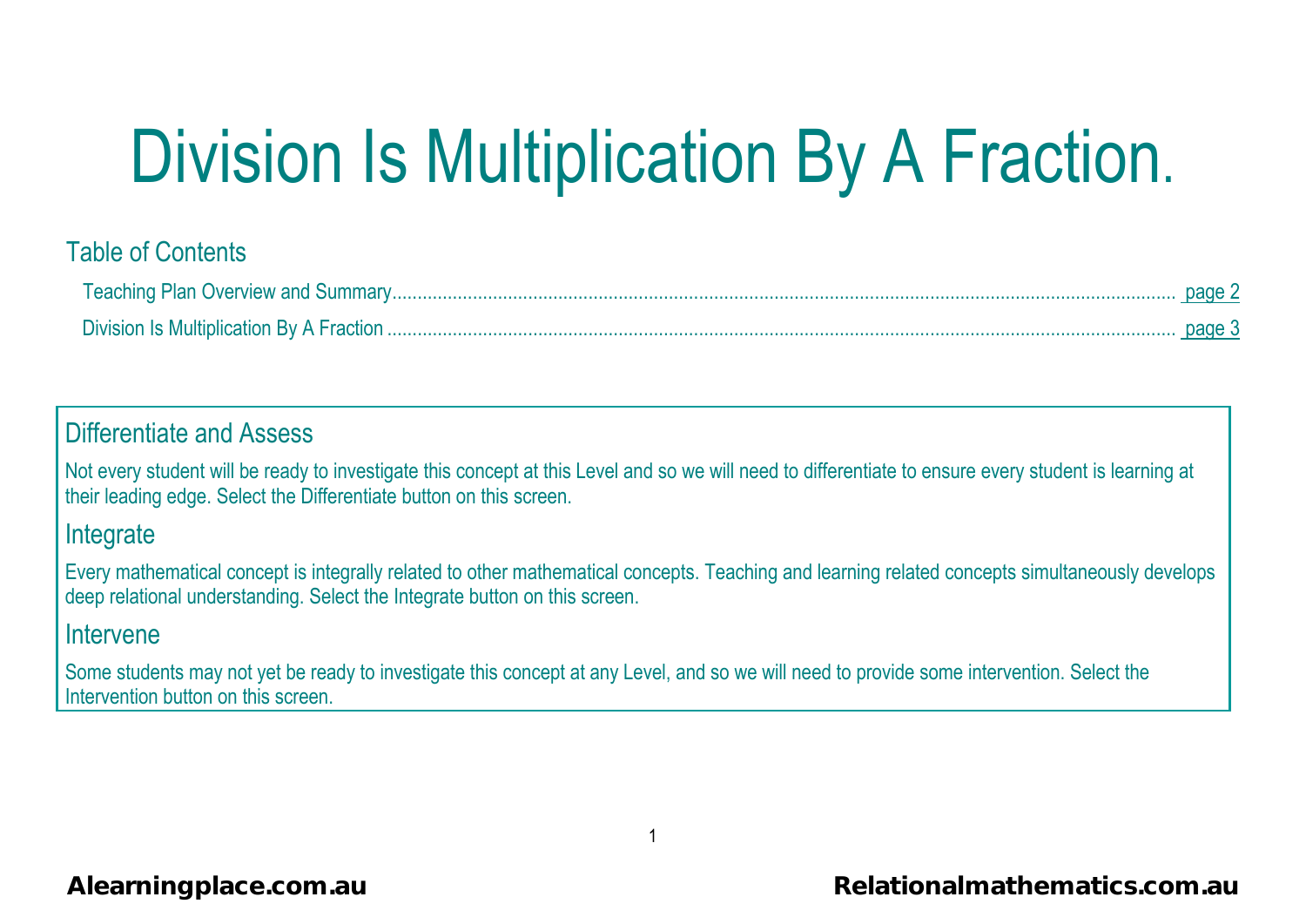# Division Is Multiplication By A Fraction.

## Table of Contents

Teaching Plan Overview and Summary.......... page 2

Division Is Multiplication By A Fraction .......... page 3

## Differentiate and Assess

Not every student will be ready to investigate this concept at this Level and so we will need to differentiate to ensure every student is learning at their leading edge. Select the Differentiate button on this screen.

## Integrate

Every mathematical concept is integrally related to other mathematical concepts. Teaching and learning related concepts simultaneously develops deep relational understanding. Select the Integrate button on this screen.

## Intervene

Some students may not yet be ready to investigate this concept at any Level, and so we will need to provide some intervention. Select the Intervention button on this screen.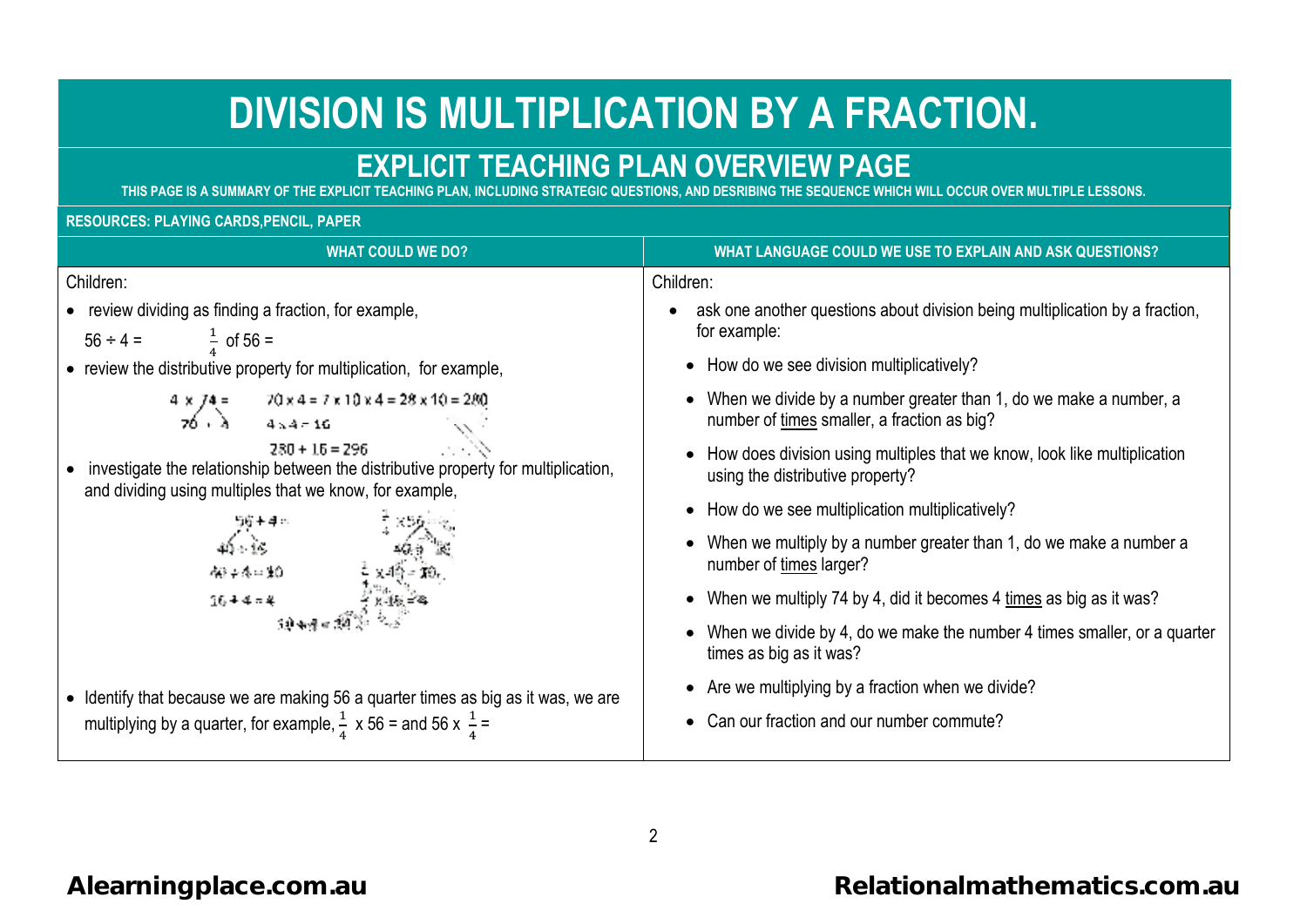# DIVISION IS MULTIPLICATION BY A FRACTION.

## EXPLICIT TEACHING PLAN OVERVIEW PAGE

**THIS PAGE IS A SUMMARY OF THE EXPLICIT TEACHING PLAN, INCLUDING STRATEGIC QUESTIONS, AND DESRIBING THE SEQUENCE WHICH WILL OCCUR OVER MULTIPLE LESSONS.**

**RESOURCES: PLAYING CARDS,PENCIL, PAPER**

| WHAT COULD WE DO? | WHAT LANGUAGE COULD WE USE TO EXPLAIN AND ASK QUESTIONS? |
|---|---|
| Children:<br>• review dividing as finding a fraction, for example, $56 \div 4 =$ $\frac{1}{4}$ of 56 =<br>• review the distributive property for multiplication, for example, $4 \times 74 =$ (74 split into 70 + 4): $70 \times 4 = 7 \times 10 \times 4 = 28 \times 10 = 280$; $4 \times 4 = 16$; $280 + 16 = 296$<br>• investigate the relationship between the distributive property for multiplication, and dividing using multiples that we know, for example, $56 \div 4 =$ (56 split into 40 + 16): $40 \div 4 = 10$; $16 \div 4 = 4$; $10 + 4 = 14$ and $\frac{1}{4} \times 56 =$ (56 split into 40 + 16): $\frac{1}{4} \times 40 = 10$; $\frac{1}{4} \times 16 = 4$<br>• Identify that because we are making 56 a quarter times as big as it was, we are multiplying by a quarter, for example, $\frac{1}{4}$ x 56 = and 56 x $\frac{1}{4}$ = | Children:<br>• ask one another questions about division being multiplication by a fraction, for example:<br>• How do we see division multiplicatively?<br>• When we divide by a number greater than 1, do we make a number, a number of times smaller, a fraction as big?<br>• How does division using multiples that we know, look like multiplication using the distributive property?<br>• How do we see multiplication multiplicatively?<br>• When we multiply by a number greater than 1, do we make a number a number of times larger?<br>• When we multiply 74 by 4, did it becomes 4 times as big as it was?<br>• When we divide by 4, do we make the number 4 times smaller, or a quarter times as big as it was?<br>• Are we multiplying by a fraction when we divide?<br>• Can our fraction and our number commute? |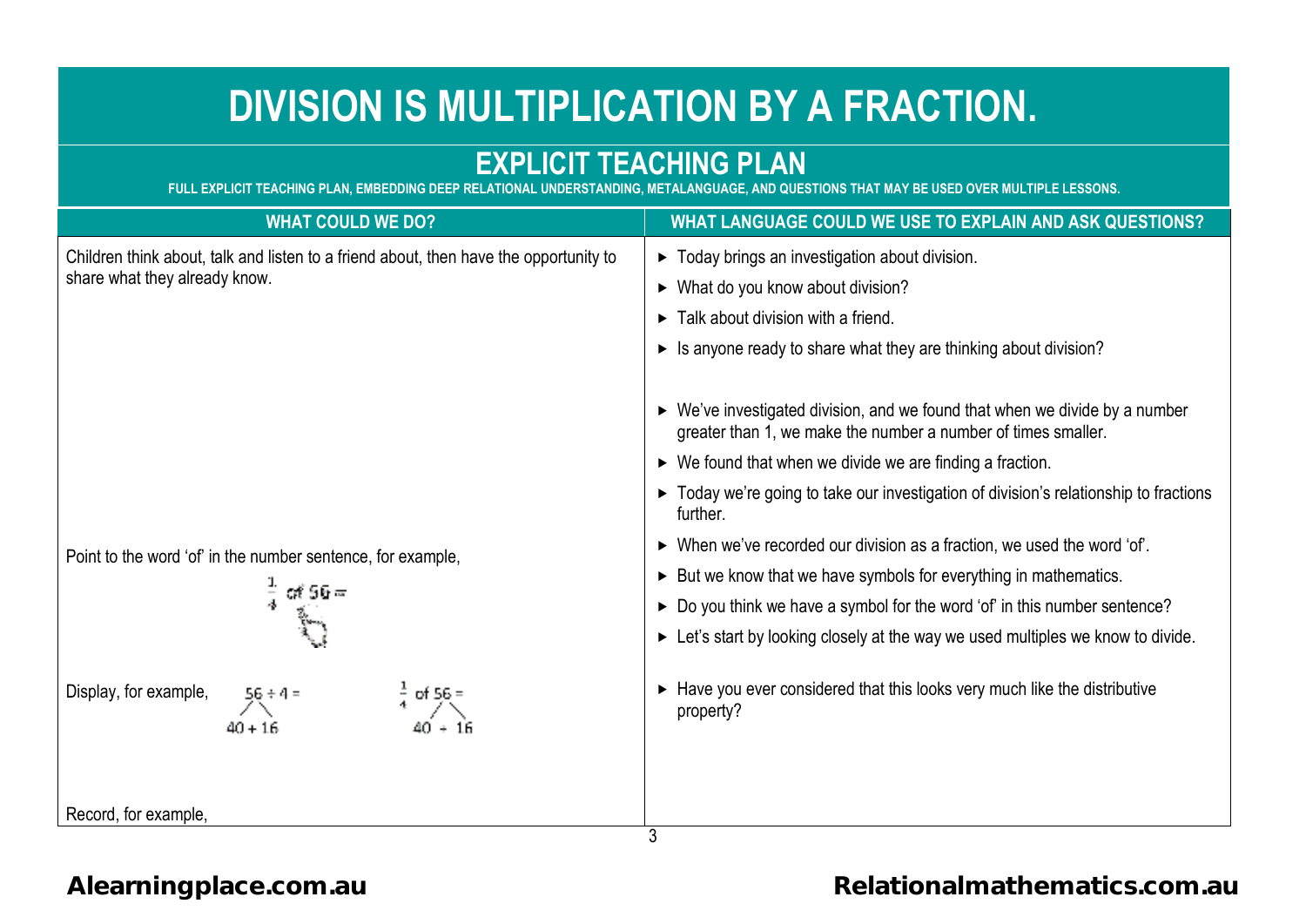# DIVISION IS MULTIPLICATION BY A FRACTION.

## EXPLICIT TEACHING PLAN

FULL EXPLICIT TEACHING PLAN, EMBEDDING DEEP RELATIONAL UNDERSTANDING, METALANGUAGE, AND QUESTIONS THAT MAY BE USED OVER MULTIPLE LESSONS.

| WHAT COULD WE DO? | WHAT LANGUAGE COULD WE USE TO EXPLAIN AND ASK QUESTIONS? |
|---|---|
| Children think about, talk and listen to a friend about, then have the opportunity to share what they already know. | ► Today brings an investigation about division.<br>► What do you know about division?<br>► Talk about division with a friend.<br>► Is anyone ready to share what they are thinking about division? |
| | ► We've investigated division, and we found that when we divide by a number greater than 1, we make the number a number of times smaller.<br>► We found that when we divide we are finding a fraction.<br>► Today we're going to take our investigation of division's relationship to fractions further. |
| Point to the word 'of' in the number sentence, for example, $\frac{1}{4}$ of $56 =$ | ► When we've recorded our division as a fraction, we used the word 'of'.<br>► But we know that we have symbols for everything in mathematics.<br>► Do you think we have a symbol for the word 'of' in this number sentence?<br>► Let's start by looking closely at the way we used multiples we know to divide. |
| Display, for example, $56 \div 4 =$ split into $40 + 16$; $\frac{1}{4}$ of $56 =$ split into $40 + 16$ | ► Have you ever considered that this looks very much like the distributive property? |
| Record, for example, | |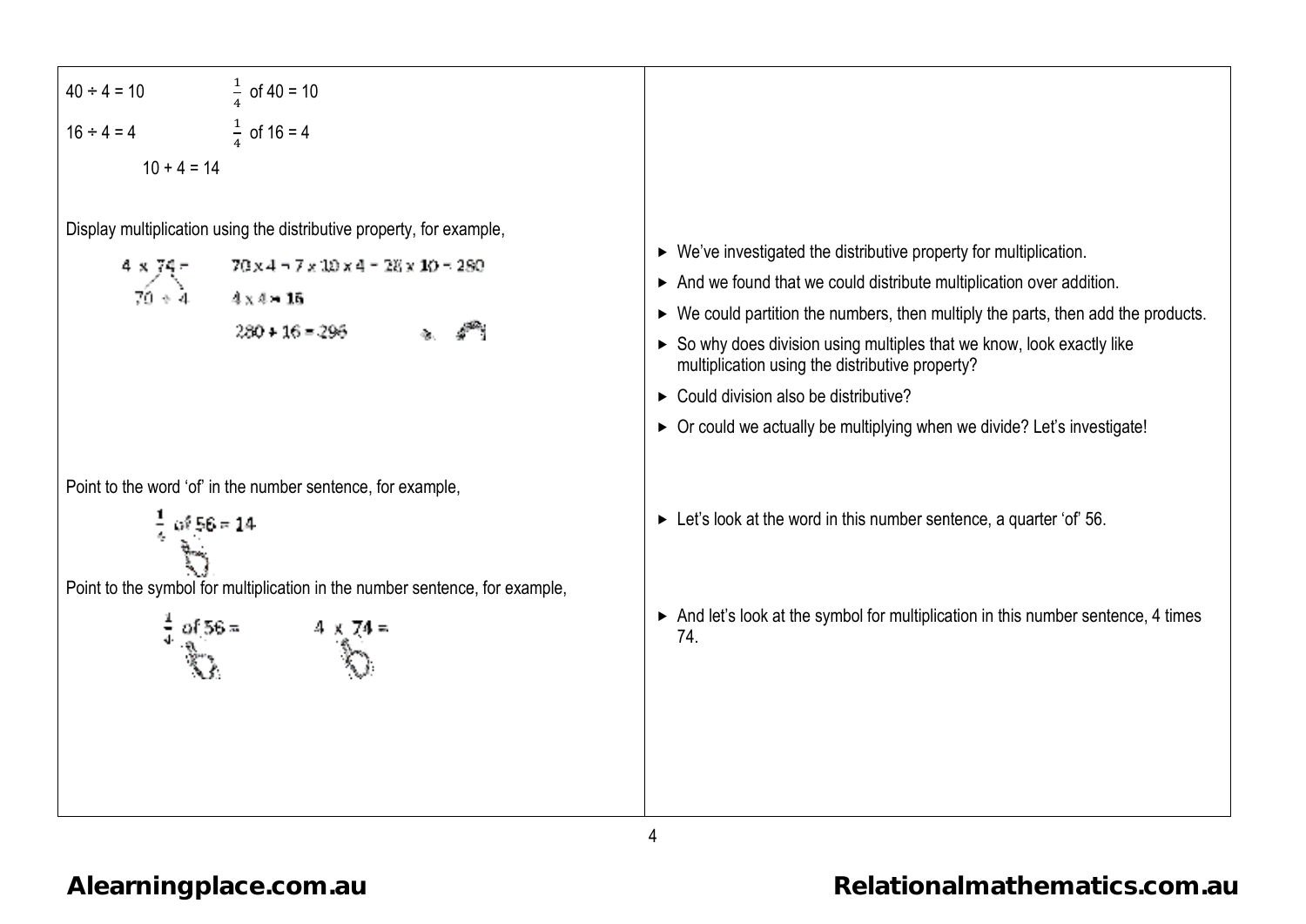| | |
|---|---|
| $40 \div 4 = 10$ $\frac{1}{4}$ of $40 = 10$<br><br>$16 \div 4 = 4$ $\frac{1}{4}$ of $16 = 4$<br><br>$10 + 4 = 14$<br><br>Display multiplication using the distributive property, for example,<br><br>$4 \times 74 =$ $70 \times 4 = 7 \times 10 \times 4 = 28 \times 10 = 280$<br><br>$70 + 4$ $4 \times 4 = 16$<br><br>$280 + 16 = 296$ | ► We've investigated the distributive property for multiplication.<br><br>► And we found that we could distribute multiplication over addition.<br><br>► We could partition the numbers, then multiply the parts, then add the products.<br><br>► So why does division using multiples that we know, look exactly like multiplication using the distributive property?<br><br>► Could division also be distributive?<br><br>► Or could we actually be multiplying when we divide? Let's investigate! |
| Point to the word 'of' in the number sentence, for example,<br><br>$\frac{1}{4}$ of $56 = 14$ | ► Let's look at the word in this number sentence, a quarter 'of' 56. |
| Point to the symbol for multiplication in the number sentence, for example,<br><br>$\frac{1}{4}$ of $56 =$ $4 \times 74 =$ | ► And let's look at the symbol for multiplication in this number sentence, 4 times 74. |

Alearningplace.com.au Relationalmathematics.com.au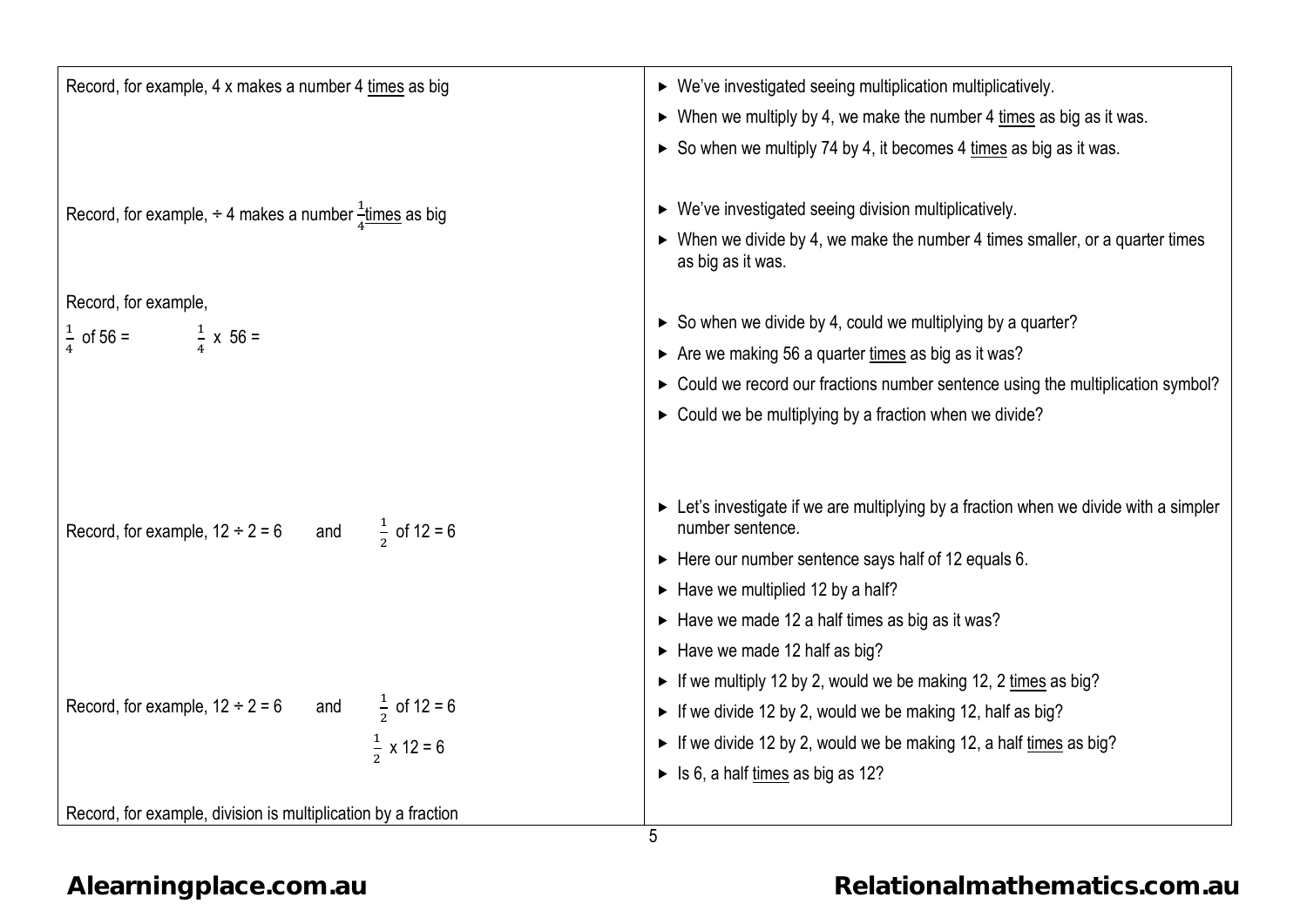| | |
|---|---|
| Record, for example, 4 x makes a number 4 <u>times</u> as big | ► We've investigated seeing multiplication multiplicatively.<br>► When we multiply by 4, we make the number 4 <u>times</u> as big as it was.<br>► So when we multiply 74 by 4, it becomes 4 <u>times</u> as big as it was. |
| Record, for example, ÷ 4 makes a number $\frac{1}{4}$<u>times</u> as big | ► We've investigated seeing division multiplicatively.<br>► When we divide by 4, we make the number 4 times smaller, or a quarter times as big as it was. |
| Record, for example,<br>$\frac{1}{4}$ of 56 = $\frac{1}{4}$ x 56 = | ► So when we divide by 4, could we multiplying by a quarter?<br>► Are we making 56 a quarter <u>times</u> as big as it was?<br>► Could we record our fractions number sentence using the multiplication symbol?<br>► Could we be multiplying by a fraction when we divide? |
| Record, for example, 12 ÷ 2 = 6 and $\frac{1}{2}$ of 12 = 6 | ► Let's investigate if we are multiplying by a fraction when we divide with a simpler number sentence.<br>► Here our number sentence says half of 12 equals 6.<br>► Have we multiplied 12 by a half?<br>► Have we made 12 a half times as big as it was?<br>► Have we made 12 half as big? |
| Record, for example, 12 ÷ 2 = 6 and $\frac{1}{2}$ of 12 = 6<br>$\frac{1}{2}$ x 12 = 6<br><br>Record, for example, division is multiplication by a fraction | ► If we multiply 12 by 2, would we be making 12, 2 <u>times</u> as big?<br>► If we divide 12 by 2, would we be making 12, half as big?<br>► If we divide 12 by 2, would we be making 12, a half <u>times</u> as big?<br>► Is 6, a half <u>times</u> as big as 12? |

**Alearningplace.com.au** **Relationalmathematics.com.au**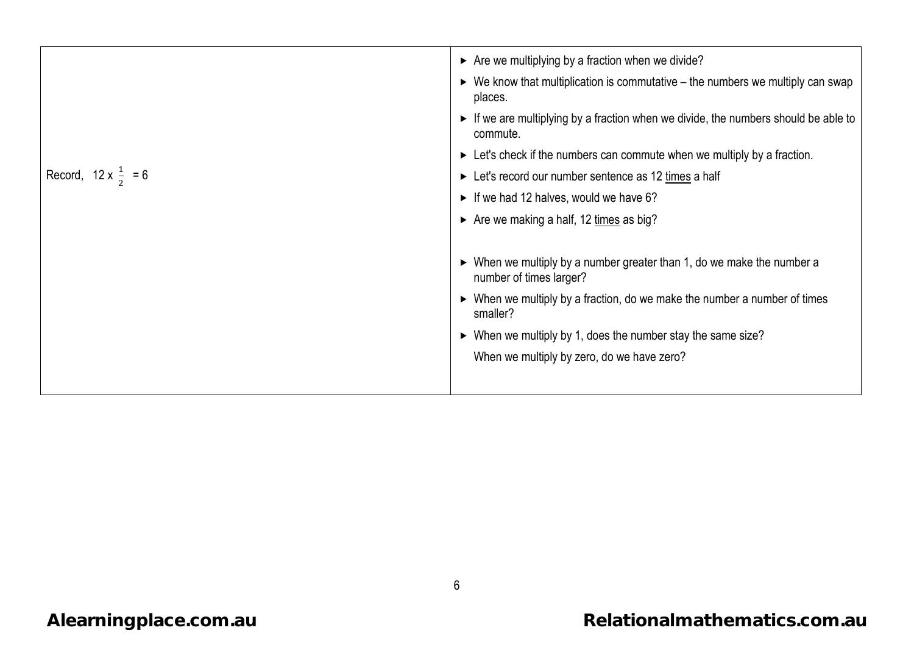| | |
|---|---|
| Record, $12 \times \frac{1}{2} = 6$ | ► Are we multiplying by a fraction when we divide?<br>► We know that multiplication is commutative – the numbers we multiply can swap places.<br>► If we are multiplying by a fraction when we divide, the numbers should be able to commute.<br>► Let's check if the numbers can commute when we multiply by a fraction.<br>► Let's record our number sentence as 12 <u>times</u> a half<br>► If we had 12 halves, would we have 6?<br>► Are we making a half, 12 <u>times</u> as big?<br><br>► When we multiply by a number greater than 1, do we make the number a number of times larger?<br>► When we multiply by a fraction, do we make the number a number of times smaller?<br>► When we multiply by 1, does the number stay the same size?<br>When we multiply by zero, do we have zero? |